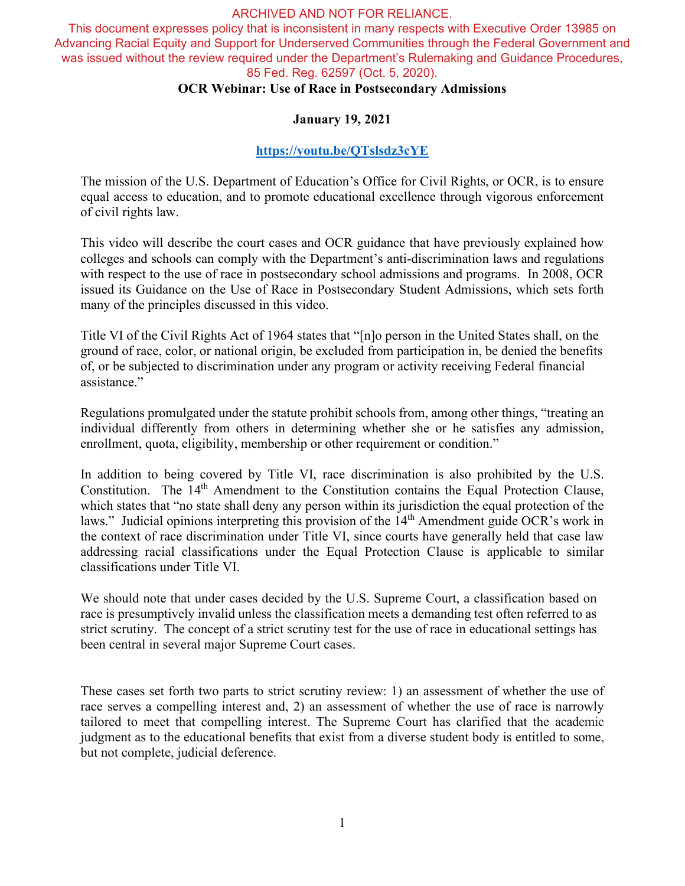ARCHIVED AND NOT FOR RELIANCE.
This document expresses policy that is inconsistent in many respects with Executive Order 13985 on Advancing Racial Equity and Support for Underserved Communities through the Federal Government and was issued without the review required under the Department's Rulemaking and Guidance Procedures, 85 Fed. Reg. 62597 (Oct. 5, 2020).

# OCR Webinar: Use of Race in Postsecondary Admissions

**January 19, 2021**

**https://youtu.be/QTslsdz3cYE**

The mission of the U.S. Department of Education's Office for Civil Rights, or OCR, is to ensure equal access to education, and to promote educational excellence through vigorous enforcement of civil rights law.

This video will describe the court cases and OCR guidance that have previously explained how colleges and schools can comply with the Department's anti-discrimination laws and regulations with respect to the use of race in postsecondary school admissions and programs. In 2008, OCR issued its Guidance on the Use of Race in Postsecondary Student Admissions, which sets forth many of the principles discussed in this video.

Title VI of the Civil Rights Act of 1964 states that "[n]o person in the United States shall, on the ground of race, color, or national origin, be excluded from participation in, be denied the benefits of, or be subjected to discrimination under any program or activity receiving Federal financial assistance."

Regulations promulgated under the statute prohibit schools from, among other things, "treating an individual differently from others in determining whether she or he satisfies any admission, enrollment, quota, eligibility, membership or other requirement or condition."

In addition to being covered by Title VI, race discrimination is also prohibited by the U.S. Constitution. The 14th Amendment to the Constitution contains the Equal Protection Clause, which states that "no state shall deny any person within its jurisdiction the equal protection of the laws." Judicial opinions interpreting this provision of the 14th Amendment guide OCR's work in the context of race discrimination under Title VI, since courts have generally held that case law addressing racial classifications under the Equal Protection Clause is applicable to similar classifications under Title VI.

We should note that under cases decided by the U.S. Supreme Court, a classification based on race is presumptively invalid unless the classification meets a demanding test often referred to as strict scrutiny. The concept of a strict scrutiny test for the use of race in educational settings has been central in several major Supreme Court cases.

These cases set forth two parts to strict scrutiny review: 1) an assessment of whether the use of race serves a compelling interest and, 2) an assessment of whether the use of race is narrowly tailored to meet that compelling interest. The Supreme Court has clarified that the academic judgment as to the educational benefits that exist from a diverse student body is entitled to some, but not complete, judicial deference.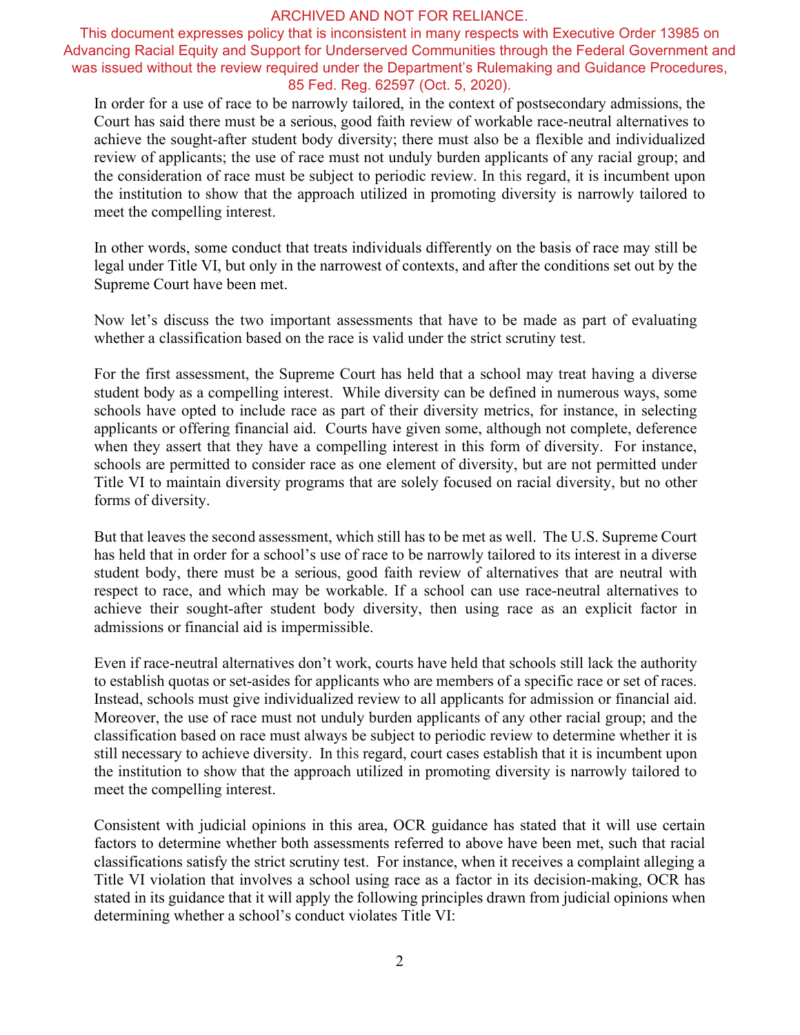ARCHIVED AND NOT FOR RELIANCE.
This document expresses policy that is inconsistent in many respects with Executive Order 13985 on Advancing Racial Equity and Support for Underserved Communities through the Federal Government and was issued without the review required under the Department's Rulemaking and Guidance Procedures, 85 Fed. Reg. 62597 (Oct. 5, 2020).

In order for a use of race to be narrowly tailored, in the context of postsecondary admissions, the Court has said there must be a serious, good faith review of workable race-neutral alternatives to achieve the sought-after student body diversity; there must also be a flexible and individualized review of applicants; the use of race must not unduly burden applicants of any racial group; and the consideration of race must be subject to periodic review. In this regard, it is incumbent upon the institution to show that the approach utilized in promoting diversity is narrowly tailored to meet the compelling interest.

In other words, some conduct that treats individuals differently on the basis of race may still be legal under Title VI, but only in the narrowest of contexts, and after the conditions set out by the Supreme Court have been met.

Now let's discuss the two important assessments that have to be made as part of evaluating whether a classification based on the race is valid under the strict scrutiny test.

For the first assessment, the Supreme Court has held that a school may treat having a diverse student body as a compelling interest. While diversity can be defined in numerous ways, some schools have opted to include race as part of their diversity metrics, for instance, in selecting applicants or offering financial aid. Courts have given some, although not complete, deference when they assert that they have a compelling interest in this form of diversity. For instance, schools are permitted to consider race as one element of diversity, but are not permitted under Title VI to maintain diversity programs that are solely focused on racial diversity, but no other forms of diversity.

But that leaves the second assessment, which still has to be met as well. The U.S. Supreme Court has held that in order for a school's use of race to be narrowly tailored to its interest in a diverse student body, there must be a serious, good faith review of alternatives that are neutral with respect to race, and which may be workable. If a school can use race-neutral alternatives to achieve their sought-after student body diversity, then using race as an explicit factor in admissions or financial aid is impermissible.

Even if race-neutral alternatives don't work, courts have held that schools still lack the authority to establish quotas or set-asides for applicants who are members of a specific race or set of races. Instead, schools must give individualized review to all applicants for admission or financial aid. Moreover, the use of race must not unduly burden applicants of any other racial group; and the classification based on race must always be subject to periodic review to determine whether it is still necessary to achieve diversity. In this regard, court cases establish that it is incumbent upon the institution to show that the approach utilized in promoting diversity is narrowly tailored to meet the compelling interest.

Consistent with judicial opinions in this area, OCR guidance has stated that it will use certain factors to determine whether both assessments referred to above have been met, such that racial classifications satisfy the strict scrutiny test. For instance, when it receives a complaint alleging a Title VI violation that involves a school using race as a factor in its decision-making, OCR has stated in its guidance that it will apply the following principles drawn from judicial opinions when determining whether a school's conduct violates Title VI: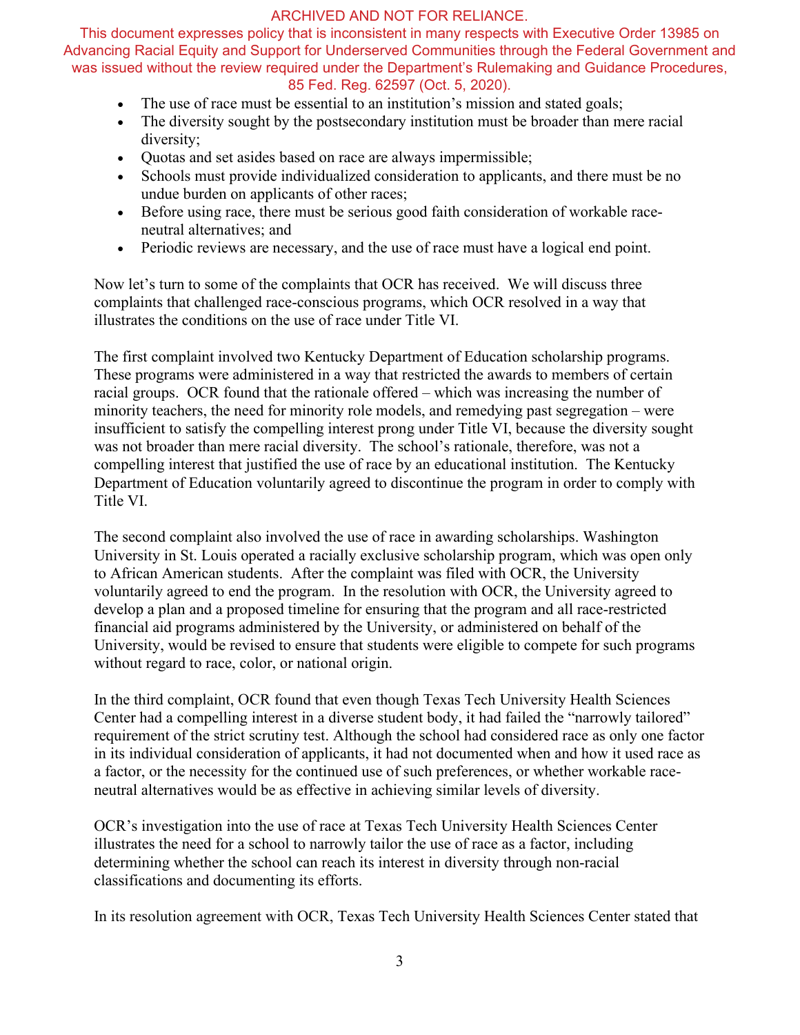ARCHIVED AND NOT FOR RELIANCE.
This document expresses policy that is inconsistent in many respects with Executive Order 13985 on Advancing Racial Equity and Support for Underserved Communities through the Federal Government and was issued without the review required under the Department's Rulemaking and Guidance Procedures, 85 Fed. Reg. 62597 (Oct. 5, 2020).

- The use of race must be essential to an institution's mission and stated goals;
- The diversity sought by the postsecondary institution must be broader than mere racial diversity;
- Quotas and set asides based on race are always impermissible;
- Schools must provide individualized consideration to applicants, and there must be no undue burden on applicants of other races;
- Before using race, there must be serious good faith consideration of workable race-neutral alternatives; and
- Periodic reviews are necessary, and the use of race must have a logical end point.

Now let's turn to some of the complaints that OCR has received. We will discuss three complaints that challenged race-conscious programs, which OCR resolved in a way that illustrates the conditions on the use of race under Title VI.

The first complaint involved two Kentucky Department of Education scholarship programs. These programs were administered in a way that restricted the awards to members of certain racial groups. OCR found that the rationale offered – which was increasing the number of minority teachers, the need for minority role models, and remedying past segregation – were insufficient to satisfy the compelling interest prong under Title VI, because the diversity sought was not broader than mere racial diversity. The school's rationale, therefore, was not a compelling interest that justified the use of race by an educational institution. The Kentucky Department of Education voluntarily agreed to discontinue the program in order to comply with Title VI.

The second complaint also involved the use of race in awarding scholarships. Washington University in St. Louis operated a racially exclusive scholarship program, which was open only to African American students. After the complaint was filed with OCR, the University voluntarily agreed to end the program. In the resolution with OCR, the University agreed to develop a plan and a proposed timeline for ensuring that the program and all race-restricted financial aid programs administered by the University, or administered on behalf of the University, would be revised to ensure that students were eligible to compete for such programs without regard to race, color, or national origin.

In the third complaint, OCR found that even though Texas Tech University Health Sciences Center had a compelling interest in a diverse student body, it had failed the "narrowly tailored" requirement of the strict scrutiny test. Although the school had considered race as only one factor in its individual consideration of applicants, it had not documented when and how it used race as a factor, or the necessity for the continued use of such preferences, or whether workable race-neutral alternatives would be as effective in achieving similar levels of diversity.

OCR's investigation into the use of race at Texas Tech University Health Sciences Center illustrates the need for a school to narrowly tailor the use of race as a factor, including determining whether the school can reach its interest in diversity through non-racial classifications and documenting its efforts.

In its resolution agreement with OCR, Texas Tech University Health Sciences Center stated that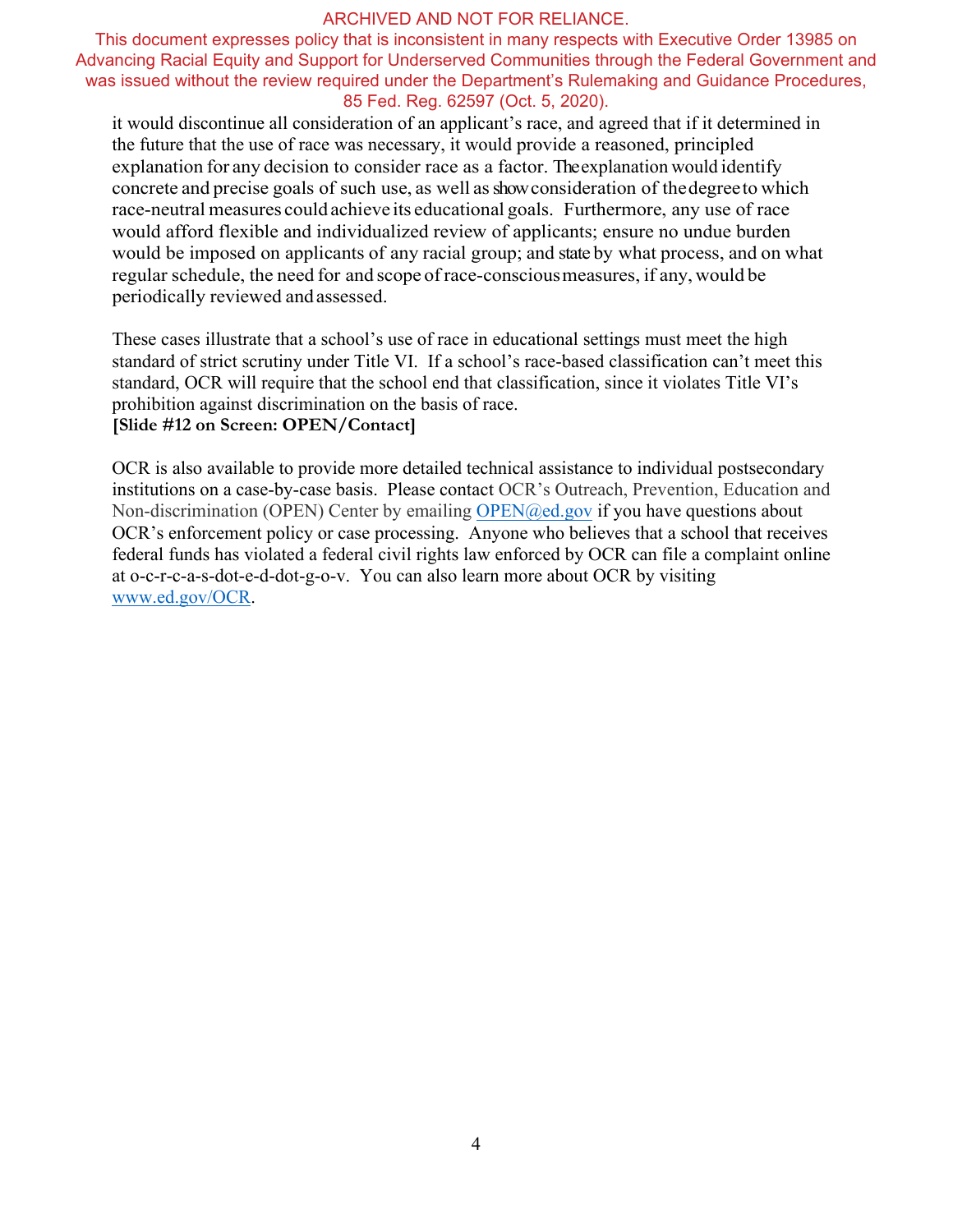ARCHIVED AND NOT FOR RELIANCE.
This document expresses policy that is inconsistent in many respects with Executive Order 13985 on Advancing Racial Equity and Support for Underserved Communities through the Federal Government and was issued without the review required under the Department's Rulemaking and Guidance Procedures, 85 Fed. Reg. 62597 (Oct. 5, 2020).

it would discontinue all consideration of an applicant's race, and agreed that if it determined in the future that the use of race was necessary, it would provide a reasoned, principled explanation for any decision to consider race as a factor. The explanation would identify concrete and precise goals of such use, as well as show consideration of the degree to which race-neutral measures could achieve its educational goals. Furthermore, any use of race would afford flexible and individualized review of applicants; ensure no undue burden would be imposed on applicants of any racial group; and state by what process, and on what regular schedule, the need for and scope of race-conscious measures, if any, would be periodically reviewed and assessed.

These cases illustrate that a school's use of race in educational settings must meet the high standard of strict scrutiny under Title VI. If a school's race-based classification can't meet this standard, OCR will require that the school end that classification, since it violates Title VI's prohibition against discrimination on the basis of race.
**[Slide #12 on Screen: OPEN/Contact]**

OCR is also available to provide more detailed technical assistance to individual postsecondary institutions on a case-by-case basis. Please contact OCR's Outreach, Prevention, Education and Non-discrimination (OPEN) Center by emailing [OPEN@ed.gov](mailto:OPEN@ed.gov) if you have questions about OCR's enforcement policy or case processing. Anyone who believes that a school that receives federal funds has violated a federal civil rights law enforced by OCR can file a complaint online at o-c-r-c-a-s-dot-e-d-dot-g-o-v. You can also learn more about OCR by visiting [www.ed.gov/OCR](http://www.ed.gov/OCR).